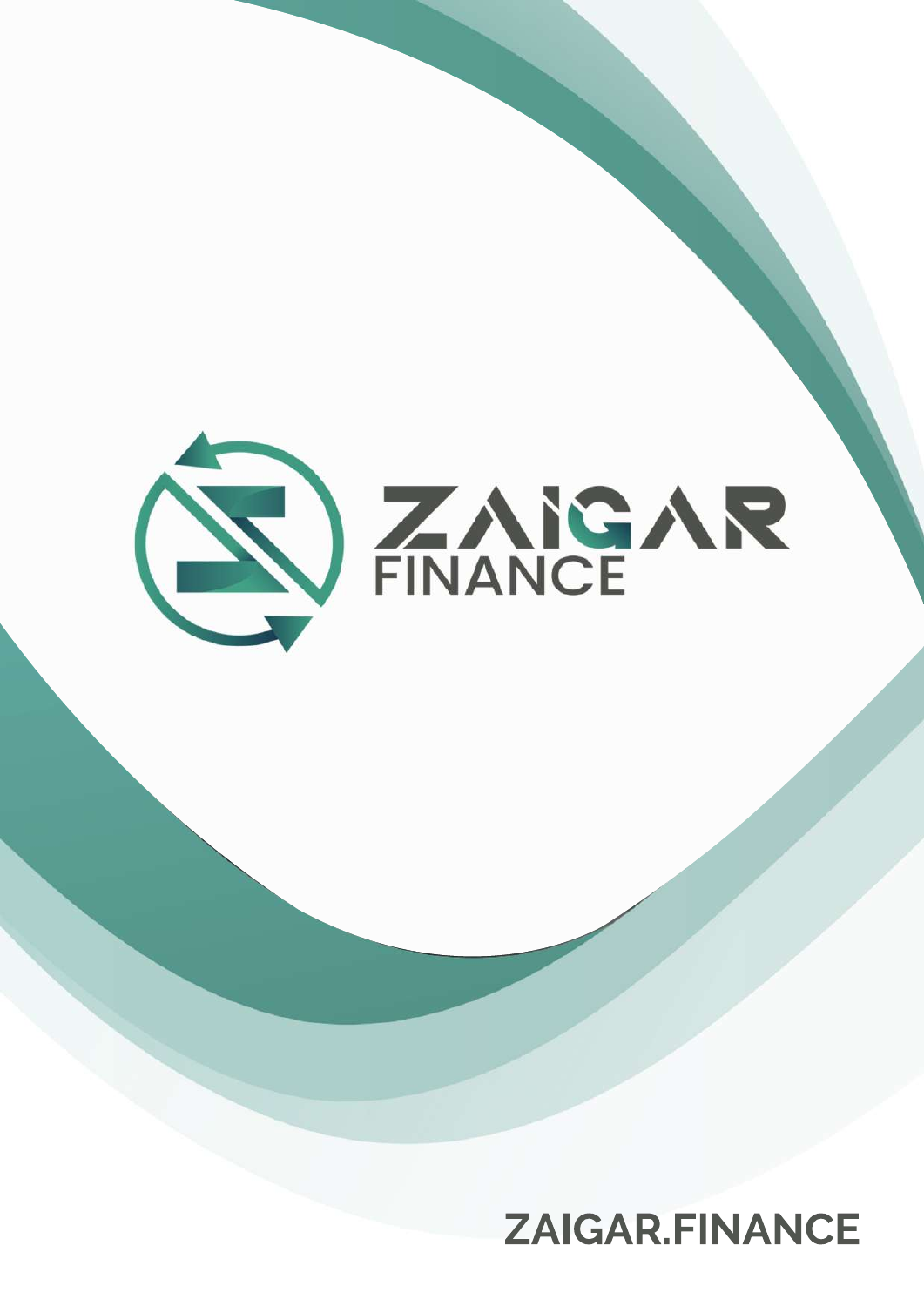# ZAIGAR FINANCE

ZAIGAR.FINANCE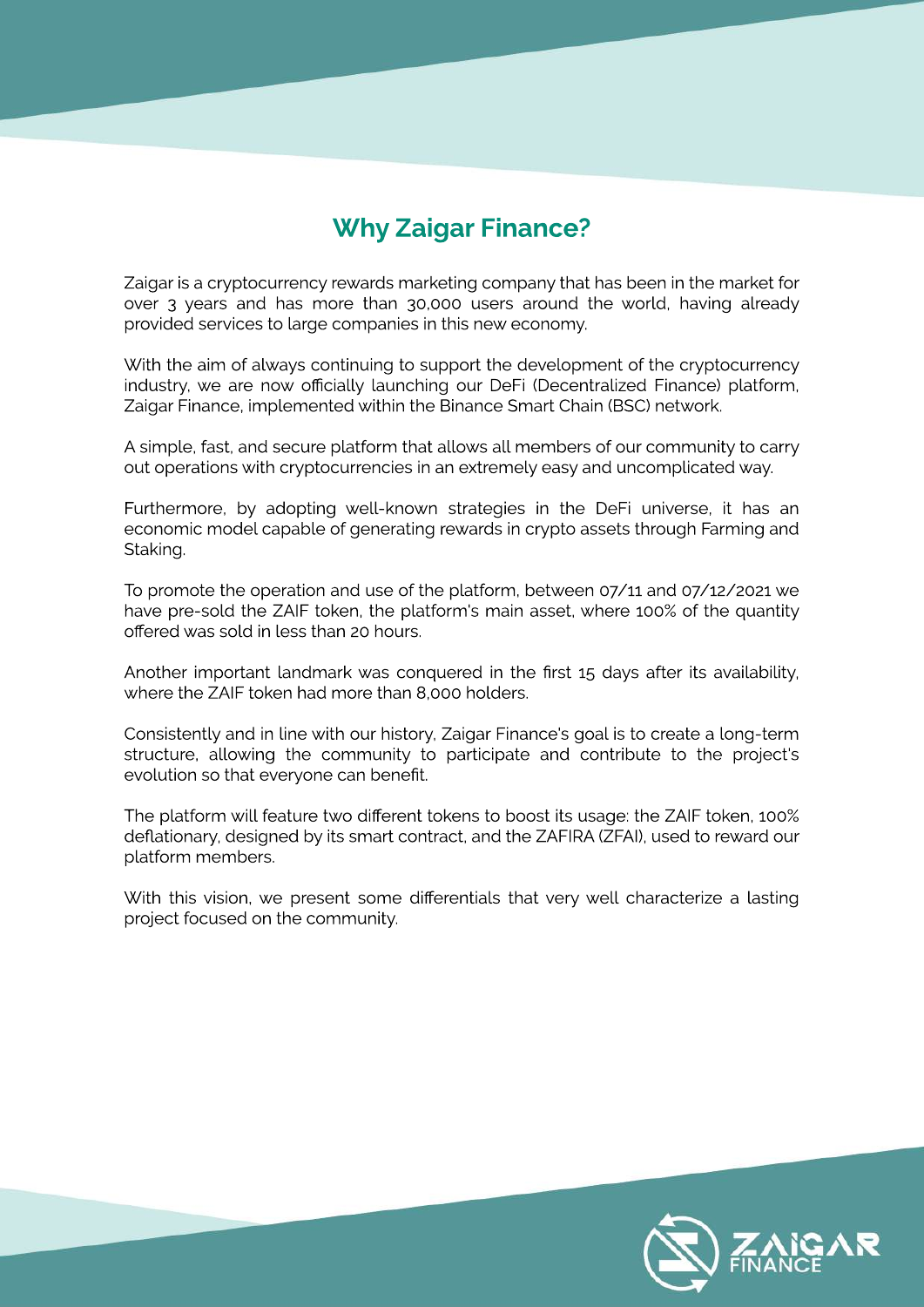## Why Zaigar Finance?

Zaigar is a cryptocurrency rewards marketing company that has been in the market for over 3 years and has more than 30,000 users around the world, having already provided services to large companies in this new economy.

With the aim of always continuing to support the development of the cryptocurrency industry, we are now officially launching our DeFi (Decentralized Finance) platform, Zaigar Finance, implemented within the Binance Smart Chain (BSC) network.

A simple, fast, and secure platform that allows all members of our community to carry out operations with cryptocurrencies in an extremely easy and uncomplicated way.

Furthermore, by adopting well-known strategies in the DeFi universe, it has an economic model capable of generating rewards in crypto assets through Farming and Staking.

To promote the operation and use of the platform, between 07/11 and 07/12/2021 we have pre-sold the ZAIF token, the platform's main asset, where 100% of the quantity offered was sold in less than 20 hours.

Another important landmark was conquered in the first 15 days after its availability, where the ZAIF token had more than 8,000 holders.

Consistently and in line with our history, Zaigar Finance's goal is to create a long-term structure, allowing the community to participate and contribute to the project's evolution so that everyone can benefit.

The platform will feature two different tokens to boost its usage: the ZAIF token, 100% deflationary, designed by its smart contract, and the ZAFIRA (ZFAI), used to reward our platform members.

With this vision, we present some differentials that very well characterize a lasting project focused on the community.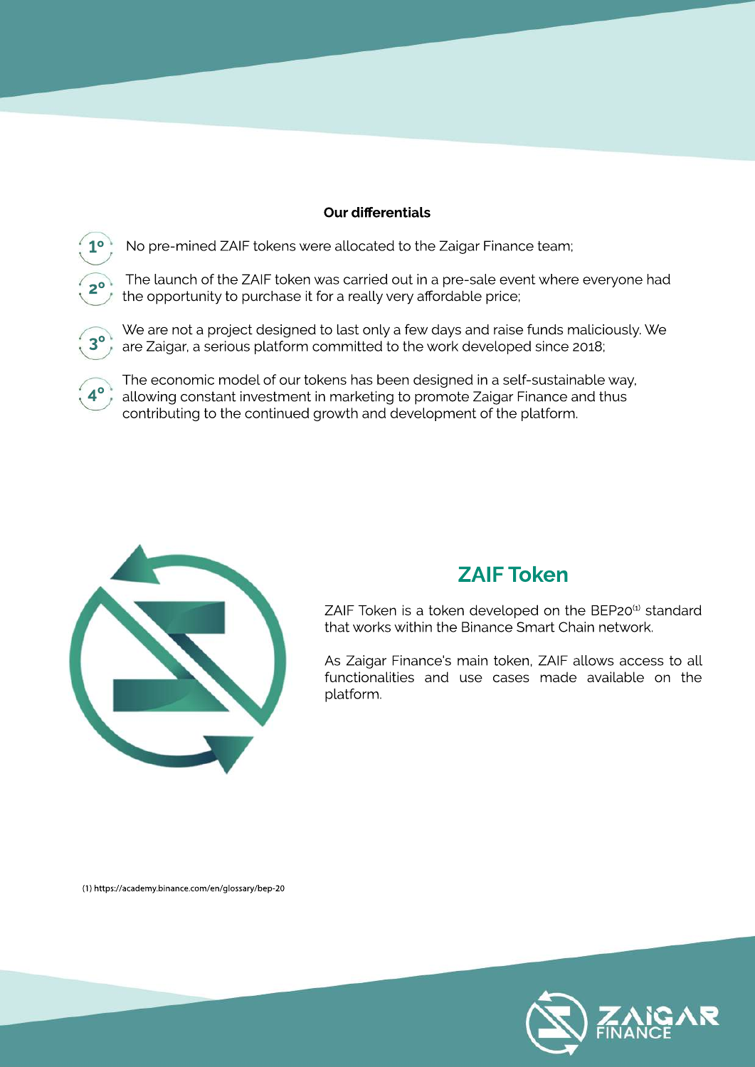**Our differentials**

1º No pre-mined ZAIF tokens were allocated to the Zaigar Finance team;

2º The launch of the ZAIF token was carried out in a pre-sale event where everyone had the opportunity to purchase it for a really very affordable price;

3º We are not a project designed to last only a few days and raise funds maliciously. We are Zaigar, a serious platform committed to the work developed since 2018;

4º The economic model of our tokens has been designed in a self-sustainable way, allowing constant investment in marketing to promote Zaigar Finance and thus contributing to the continued growth and development of the platform.

## ZAIF Token

ZAIF Token is a token developed on the BEP20[1] standard that works within the Binance Smart Chain network.

As Zaigar Finance's main token, ZAIF allows access to all functionalities and use cases made available on the platform.

(1) https://academy.binance.com/en/glossary/bep-20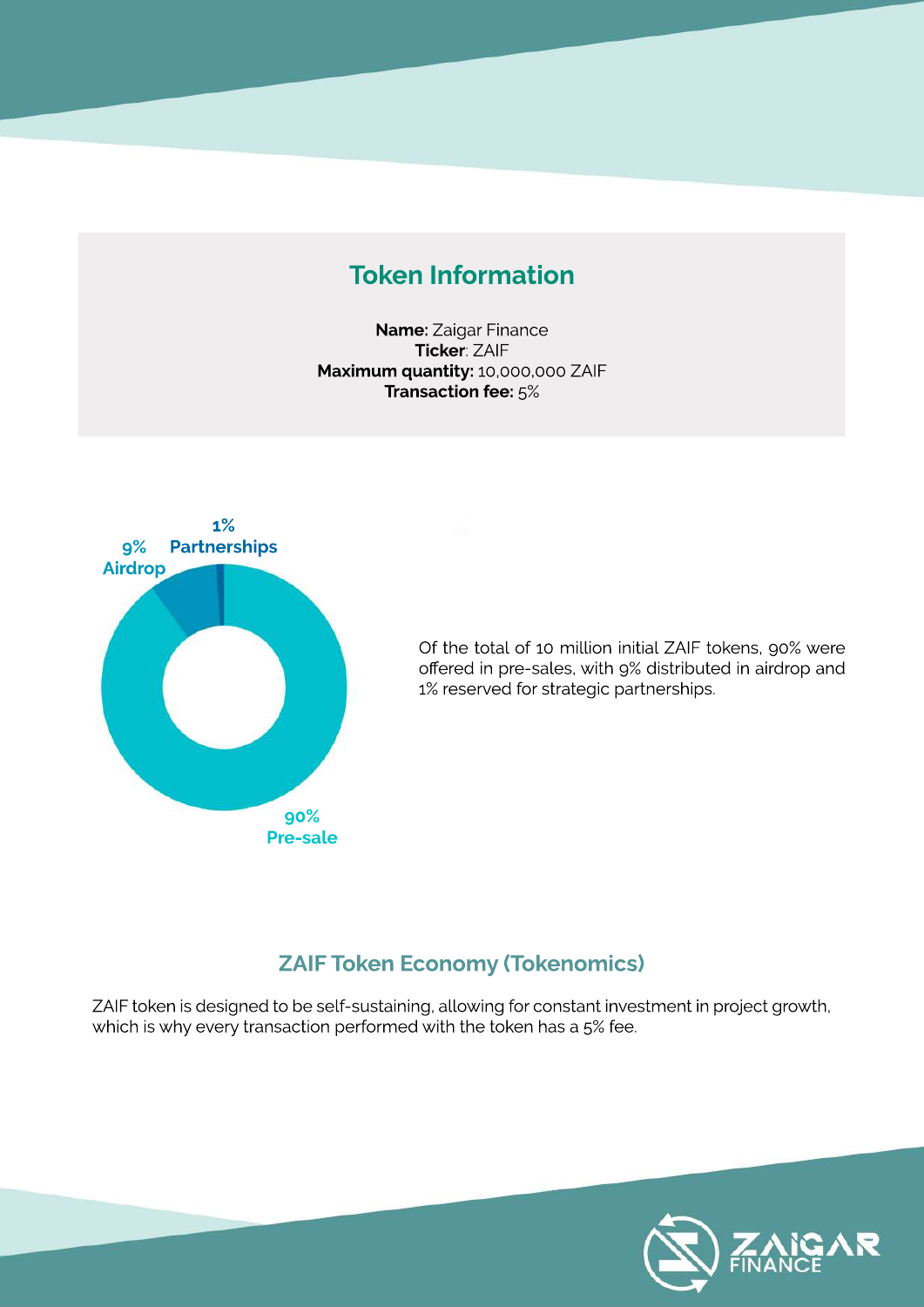## Token Information

**Name:** Zaigar Finance
**Ticker**: ZAIF
**Maximum quantity:** 10,000,000 ZAIF
**Transaction fee:** 5%

1% Partnerships

9% Airdrop

90% Pre-sale

Of the total of 10 million initial ZAIF tokens, 90% were offered in pre-sales, with 9% distributed in airdrop and 1% reserved for strategic partnerships.

## ZAIF Token Economy (Tokenomics)

ZAIF token is designed to be self-sustaining, allowing for constant investment in project growth, which is why every transaction performed with the token has a 5% fee.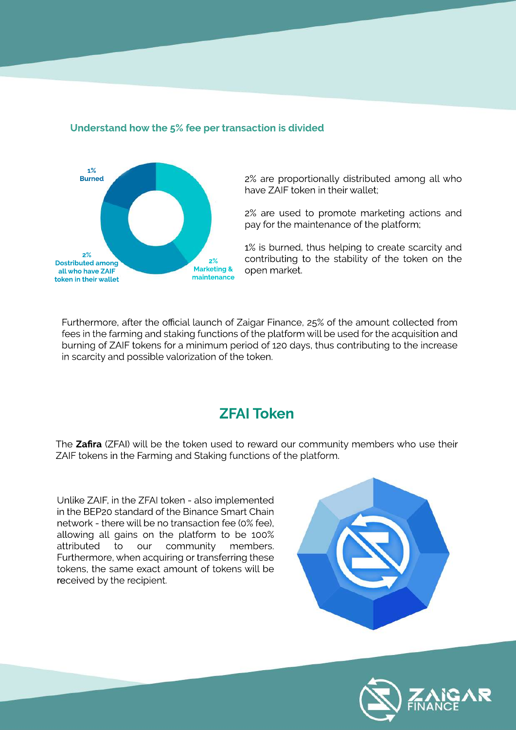### Understand how the 5% fee per transaction is divided

1% Burned

2% Dostributed among all who have ZAIF token in their wallet

2% Marketing & maintenance

2% are proportionally distributed among all who have ZAIF token in their wallet;

2% are used to promote marketing actions and pay for the maintenance of the platform;

1% is burned, thus helping to create scarcity and contributing to the stability of the token on the open market.

Furthermore, after the official launch of Zaigar Finance, 25% of the amount collected from fees in the farming and staking functions of the platform will be used for the acquisition and burning of ZAIF tokens for a minimum period of 120 days, thus contributing to the increase in scarcity and possible valorization of the token.

## ZFAI Token

The **Zafira** (ZFAI) will be the token used to reward our community members who use their ZAIF tokens in the Farming and Staking functions of the platform.

Unlike ZAIF, in the ZFAI token - also implemented in the BEP20 standard of the Binance Smart Chain network - there will be no transaction fee (0% fee), allowing all gains on the platform to be 100% attributed to our community members. Furthermore, when acquiring or transferring these tokens, the same exact amount of tokens will be received by the recipient.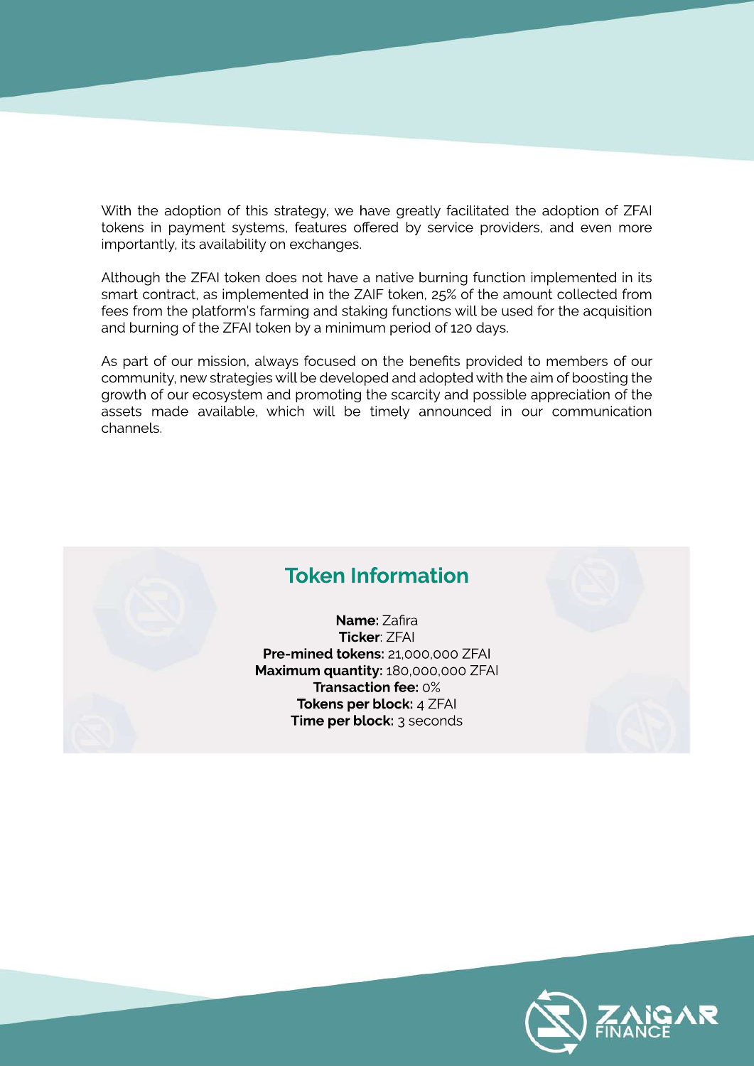With the adoption of this strategy, we have greatly facilitated the adoption of ZFAI tokens in payment systems, features offered by service providers, and even more importantly, its availability on exchanges.

Although the ZFAI token does not have a native burning function implemented in its smart contract, as implemented in the ZAIF token, 25% of the amount collected from fees from the platform's farming and staking functions will be used for the acquisition and burning of the ZFAI token by a minimum period of 120 days.

As part of our mission, always focused on the benefits provided to members of our community, new strategies will be developed and adopted with the aim of boosting the growth of our ecosystem and promoting the scarcity and possible appreciation of the assets made available, which will be timely announced in our communication channels.

## Token Information

**Name:** Zafira
**Ticker**: ZFAI
**Pre-mined tokens:** 21,000,000 ZFAI
**Maximum quantity:** 180,000,000 ZFAI
**Transaction fee:** 0%
**Tokens per block:** 4 ZFAI
**Time per block:** 3 seconds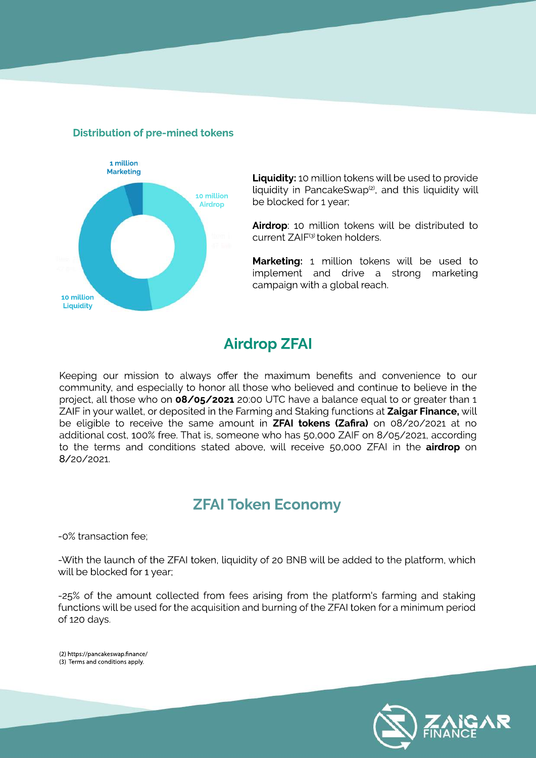### Distribution of pre-mined tokens

1 million Marketing

10 million Airdrop

10 million Liquidity

**Liquidity:** 10 million tokens will be used to provide liquidity in PancakeSwap[2], and this liquidity will be blocked for 1 year;

**Airdrop**: 10 million tokens will be distributed to current ZAIF[3] token holders.

**Marketing:** 1 million tokens will be used to implement and drive a strong marketing campaign with a global reach.

## Airdrop ZFAI

Keeping our mission to always offer the maximum benefits and convenience to our community, and especially to honor all those who believed and continue to believe in the project, all those who on **08/05/2021** 20:00 UTC have a balance equal to or greater than 1 ZAIF in your wallet, or deposited in the Farming and Staking functions at **Zaigar Finance,** will be eligible to receive the same amount in **ZFAI tokens (Zafira)** on 08/20/2021 at no additional cost, 100% free. That is, someone who has 50,000 ZAIF on 8/05/2021, according to the terms and conditions stated above, will receive 50,000 ZFAI in the **airdrop** on 8/20/2021.

## ZFAI Token Economy

-0% transaction fee;

-With the launch of the ZFAI token, liquidity of 20 BNB will be added to the platform, which will be blocked for 1 year;

-25% of the amount collected from fees arising from the platform's farming and staking functions will be used for the acquisition and burning of the ZFAI token for a minimum period of 120 days.

(2) https://pancakeswap.finance/
(3) Terms and conditions apply.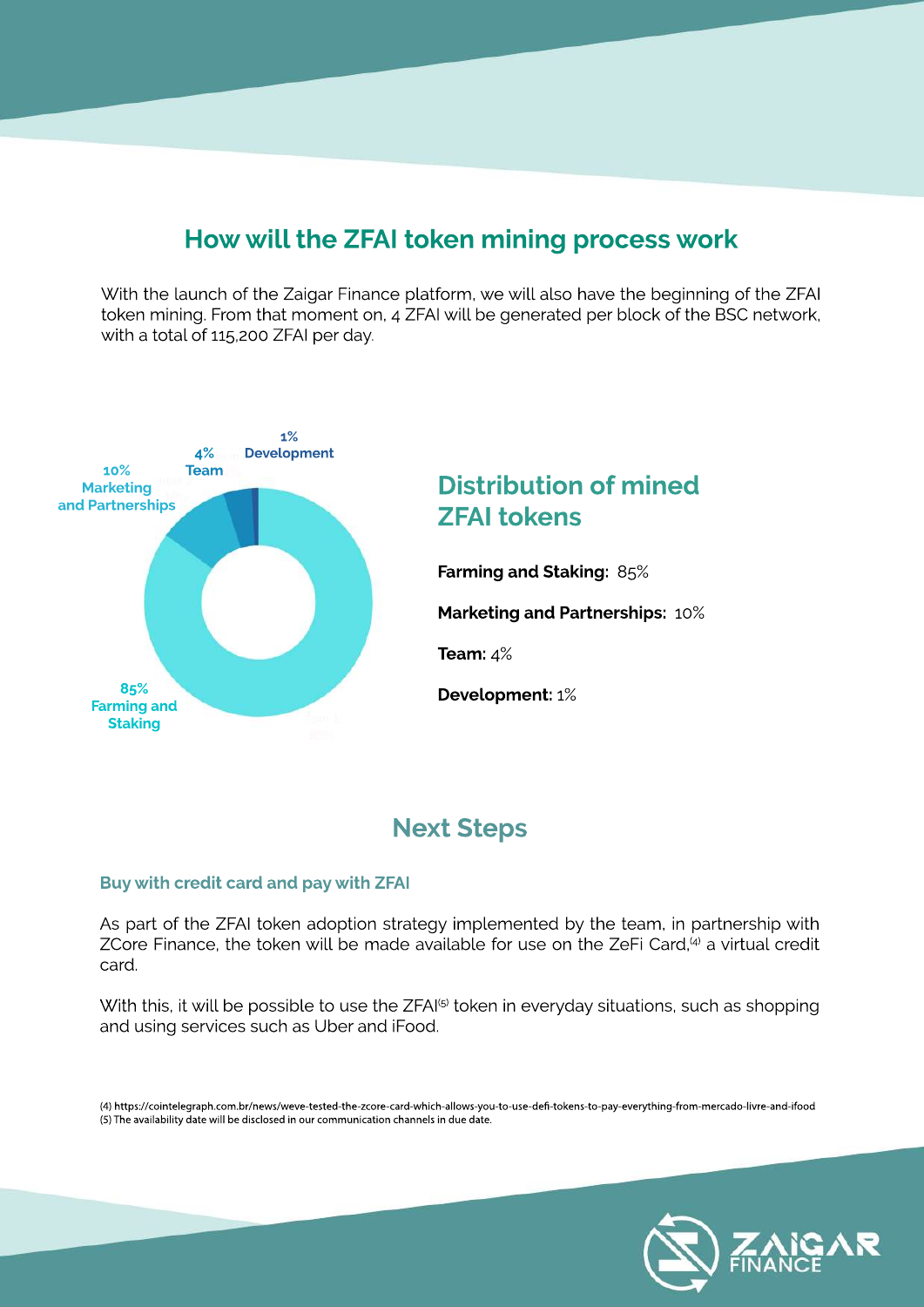## How will the ZFAI token mining process work

With the launch of the Zaigar Finance platform, we will also have the beginning of the ZFAI token mining. From that moment on, 4 ZFAI will be generated per block of the BSC network, with a total of 115,200 ZFAI per day.

1% Development

4% Team

10% Marketing and Partnerships

85% Farming and Staking

### Distribution of mined ZFAI tokens

**Farming and Staking:** 85%

**Marketing and Partnerships:** 10%

**Team:** 4%

**Development:** 1%

## Next Steps

### Buy with credit card and pay with ZFAI

As part of the ZFAI token adoption strategy implemented by the team, in partnership with ZCore Finance, the token will be made available for use on the ZeFi Card,[4] a virtual credit card.

With this, it will be possible to use the ZFAI[5] token in everyday situations, such as shopping and using services such as Uber and iFood.

(4) https://cointelegraph.com.br/news/weve-tested-the-zcore-card-which-allows-you-to-use-defi-tokens-to-pay-everything-from-mercado-livre-and-ifood
(5) The availability date will be disclosed in our communication channels in due date.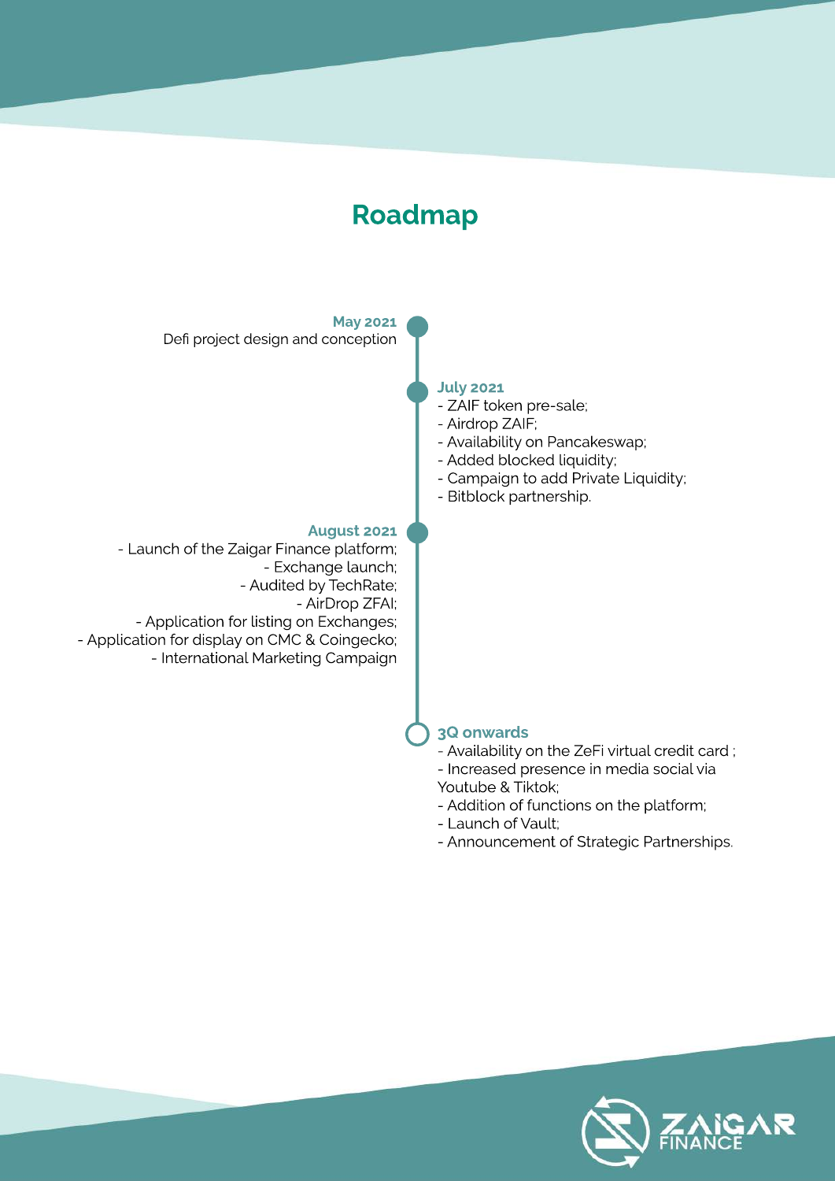# Roadmap

### May 2021

Defi project design and conception

### July 2021

- ZAIF token pre-sale;
- Airdrop ZAIF;
- Availability on Pancakeswap;
- Added blocked liquidity;
- Campaign to add Private Liquidity;
- Bitblock partnership.

### August 2021

- Launch of the Zaigar Finance platform;
- Exchange launch;
- Audited by TechRate;
- AirDrop ZFAI;
- Application for listing on Exchanges;
- Application for display on CMC & Coingecko;
- International Marketing Campaign

### 3Q onwards

- Availability on the ZeFi virtual credit card ;
- Increased presence in media social via Youtube & Tiktok;
- Addition of functions on the platform;
- Launch of Vault;
- Announcement of Strategic Partnerships.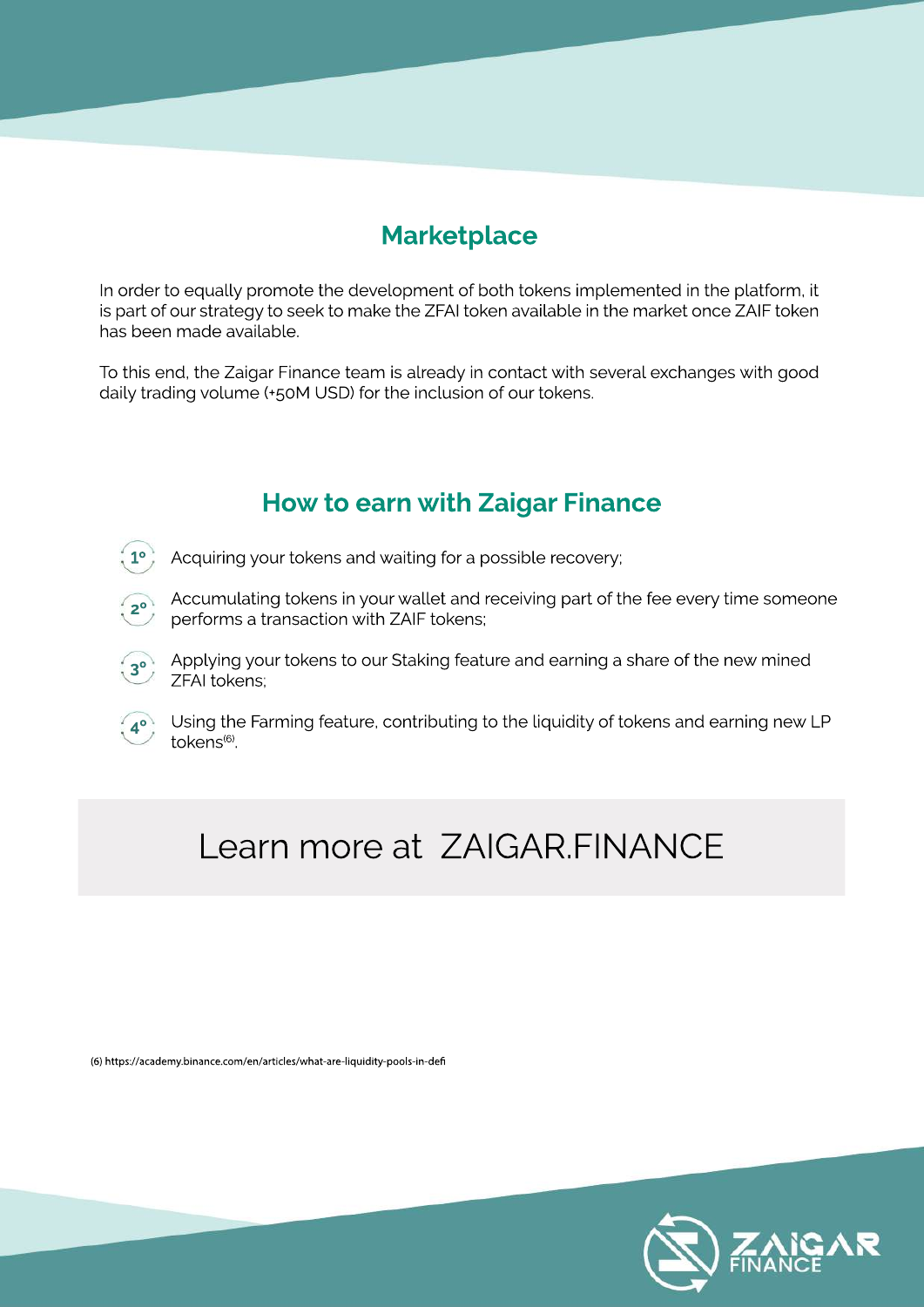## Marketplace

In order to equally promote the development of both tokens implemented in the platform, it is part of our strategy to seek to make the ZFAI token available in the market once ZAIF token has been made available.

To this end, the Zaigar Finance team is already in contact with several exchanges with good daily trading volume (+50M USD) for the inclusion of our tokens.

## How to earn with Zaigar Finance

1º Acquiring your tokens and waiting for a possible recovery;

2º Accumulating tokens in your wallet and receiving part of the fee every time someone performs a transaction with ZAIF tokens;

3º Applying your tokens to our Staking feature and earning a share of the new mined ZFAI tokens;

4º Using the Farming feature, contributing to the liquidity of tokens and earning new LP tokens[6].

Learn more at ZAIGAR.FINANCE

(6) https://academy.binance.com/en/articles/what-are-liquidity-pools-in-defi